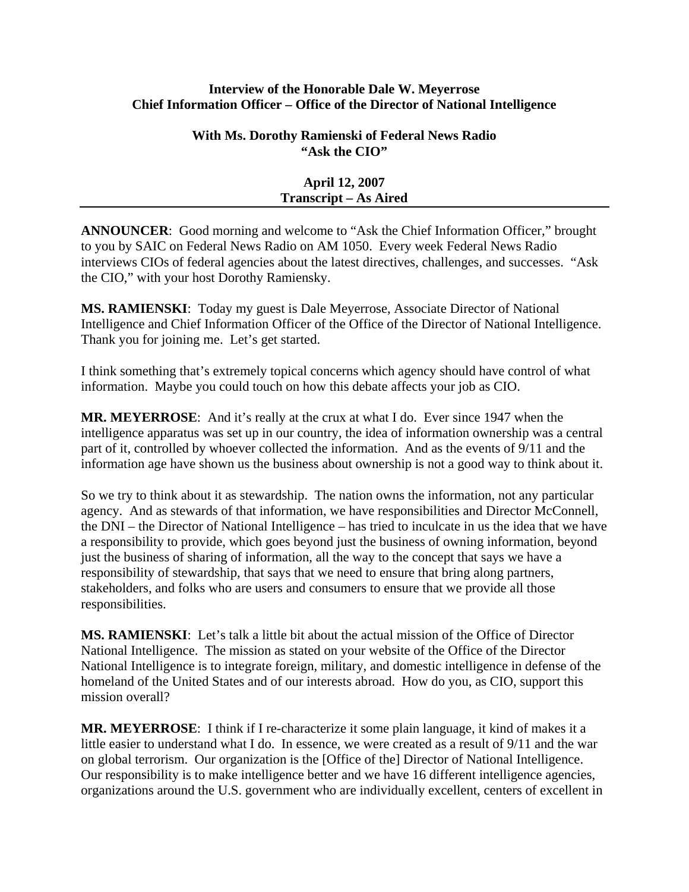**Interview of the Honorable Dale W. Meyerrose**
**Chief Information Officer – Office of the Director of National Intelligence**

**With Ms. Dorothy Ramienski of Federal News Radio**
**"Ask the CIO"**

**April 12, 2007**
**Transcript – As Aired**

---

**ANNOUNCER**: Good morning and welcome to "Ask the Chief Information Officer," brought to you by SAIC on Federal News Radio on AM 1050. Every week Federal News Radio interviews CIOs of federal agencies about the latest directives, challenges, and successes. "Ask the CIO," with your host Dorothy Ramiensky.

**MS. RAMIENSKI**: Today my guest is Dale Meyerrose, Associate Director of National Intelligence and Chief Information Officer of the Office of the Director of National Intelligence. Thank you for joining me. Let's get started.

I think something that's extremely topical concerns which agency should have control of what information. Maybe you could touch on how this debate affects your job as CIO.

**MR. MEYERROSE**: And it's really at the crux at what I do. Ever since 1947 when the intelligence apparatus was set up in our country, the idea of information ownership was a central part of it, controlled by whoever collected the information. And as the events of 9/11 and the information age have shown us the business about ownership is not a good way to think about it.

So we try to think about it as stewardship. The nation owns the information, not any particular agency. And as stewards of that information, we have responsibilities and Director McConnell, the DNI – the Director of National Intelligence – has tried to inculcate in us the idea that we have a responsibility to provide, which goes beyond just the business of owning information, beyond just the business of sharing of information, all the way to the concept that says we have a responsibility of stewardship, that says that we need to ensure that bring along partners, stakeholders, and folks who are users and consumers to ensure that we provide all those responsibilities.

**MS. RAMIENSKI**: Let's talk a little bit about the actual mission of the Office of Director National Intelligence. The mission as stated on your website of the Office of the Director National Intelligence is to integrate foreign, military, and domestic intelligence in defense of the homeland of the United States and of our interests abroad. How do you, as CIO, support this mission overall?

**MR. MEYERROSE**: I think if I re-characterize it some plain language, it kind of makes it a little easier to understand what I do. In essence, we were created as a result of 9/11 and the war on global terrorism. Our organization is the [Office of the] Director of National Intelligence. Our responsibility is to make intelligence better and we have 16 different intelligence agencies, organizations around the U.S. government who are individually excellent, centers of excellent in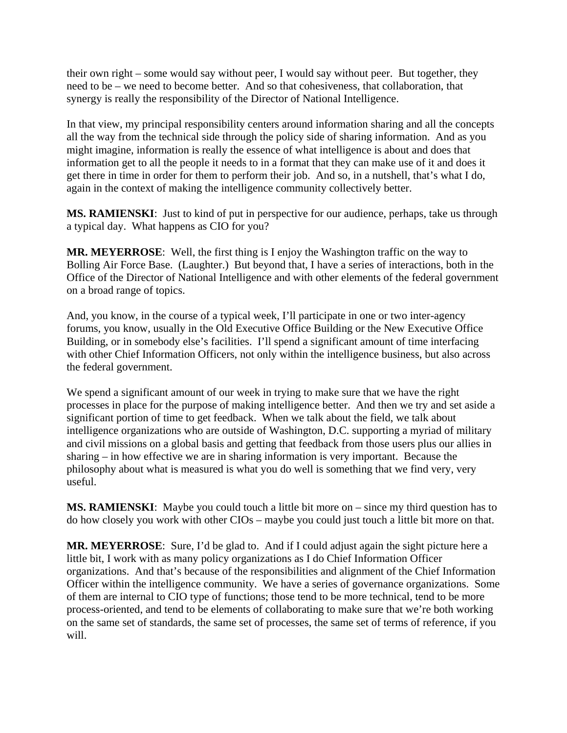their own right – some would say without peer, I would say without peer. But together, they need to be – we need to become better. And so that cohesiveness, that collaboration, that synergy is really the responsibility of the Director of National Intelligence.

In that view, my principal responsibility centers around information sharing and all the concepts all the way from the technical side through the policy side of sharing information. And as you might imagine, information is really the essence of what intelligence is about and does that information get to all the people it needs to in a format that they can make use of it and does it get there in time in order for them to perform their job. And so, in a nutshell, that's what I do, again in the context of making the intelligence community collectively better.

**MS. RAMIENSKI**: Just to kind of put in perspective for our audience, perhaps, take us through a typical day. What happens as CIO for you?

**MR. MEYERROSE**: Well, the first thing is I enjoy the Washington traffic on the way to Bolling Air Force Base. (Laughter.) But beyond that, I have a series of interactions, both in the Office of the Director of National Intelligence and with other elements of the federal government on a broad range of topics.

And, you know, in the course of a typical week, I'll participate in one or two inter-agency forums, you know, usually in the Old Executive Office Building or the New Executive Office Building, or in somebody else's facilities. I'll spend a significant amount of time interfacing with other Chief Information Officers, not only within the intelligence business, but also across the federal government.

We spend a significant amount of our week in trying to make sure that we have the right processes in place for the purpose of making intelligence better. And then we try and set aside a significant portion of time to get feedback. When we talk about the field, we talk about intelligence organizations who are outside of Washington, D.C. supporting a myriad of military and civil missions on a global basis and getting that feedback from those users plus our allies in sharing – in how effective we are in sharing information is very important. Because the philosophy about what is measured is what you do well is something that we find very, very useful.

**MS. RAMIENSKI**: Maybe you could touch a little bit more on – since my third question has to do how closely you work with other CIOs – maybe you could just touch a little bit more on that.

**MR. MEYERROSE**: Sure, I'd be glad to. And if I could adjust again the sight picture here a little bit, I work with as many policy organizations as I do Chief Information Officer organizations. And that's because of the responsibilities and alignment of the Chief Information Officer within the intelligence community. We have a series of governance organizations. Some of them are internal to CIO type of functions; those tend to be more technical, tend to be more process-oriented, and tend to be elements of collaborating to make sure that we're both working on the same set of standards, the same set of processes, the same set of terms of reference, if you will.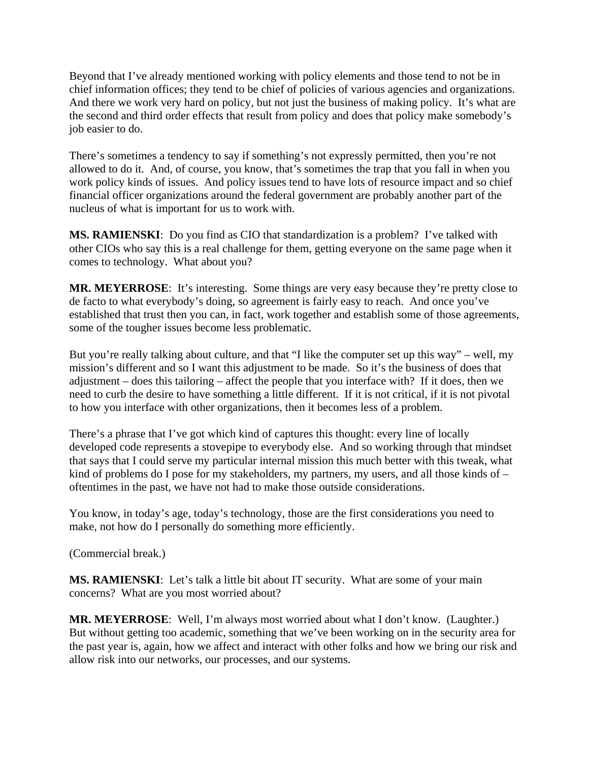Beyond that I've already mentioned working with policy elements and those tend to not be in chief information offices; they tend to be chief of policies of various agencies and organizations. And there we work very hard on policy, but not just the business of making policy. It's what are the second and third order effects that result from policy and does that policy make somebody's job easier to do.

There's sometimes a tendency to say if something's not expressly permitted, then you're not allowed to do it. And, of course, you know, that's sometimes the trap that you fall in when you work policy kinds of issues. And policy issues tend to have lots of resource impact and so chief financial officer organizations around the federal government are probably another part of the nucleus of what is important for us to work with.

**MS. RAMIENSKI**: Do you find as CIO that standardization is a problem? I've talked with other CIOs who say this is a real challenge for them, getting everyone on the same page when it comes to technology. What about you?

**MR. MEYERROSE**: It's interesting. Some things are very easy because they're pretty close to de facto to what everybody's doing, so agreement is fairly easy to reach. And once you've established that trust then you can, in fact, work together and establish some of those agreements, some of the tougher issues become less problematic.

But you're really talking about culture, and that "I like the computer set up this way" – well, my mission's different and so I want this adjustment to be made. So it's the business of does that adjustment – does this tailoring – affect the people that you interface with? If it does, then we need to curb the desire to have something a little different. If it is not critical, if it is not pivotal to how you interface with other organizations, then it becomes less of a problem.

There's a phrase that I've got which kind of captures this thought: every line of locally developed code represents a stovepipe to everybody else. And so working through that mindset that says that I could serve my particular internal mission this much better with this tweak, what kind of problems do I pose for my stakeholders, my partners, my users, and all those kinds of – oftentimes in the past, we have not had to make those outside considerations.

You know, in today's age, today's technology, those are the first considerations you need to make, not how do I personally do something more efficiently.

(Commercial break.)

**MS. RAMIENSKI**: Let's talk a little bit about IT security. What are some of your main concerns? What are you most worried about?

**MR. MEYERROSE**: Well, I'm always most worried about what I don't know. (Laughter.) But without getting too academic, something that we've been working on in the security area for the past year is, again, how we affect and interact with other folks and how we bring our risk and allow risk into our networks, our processes, and our systems.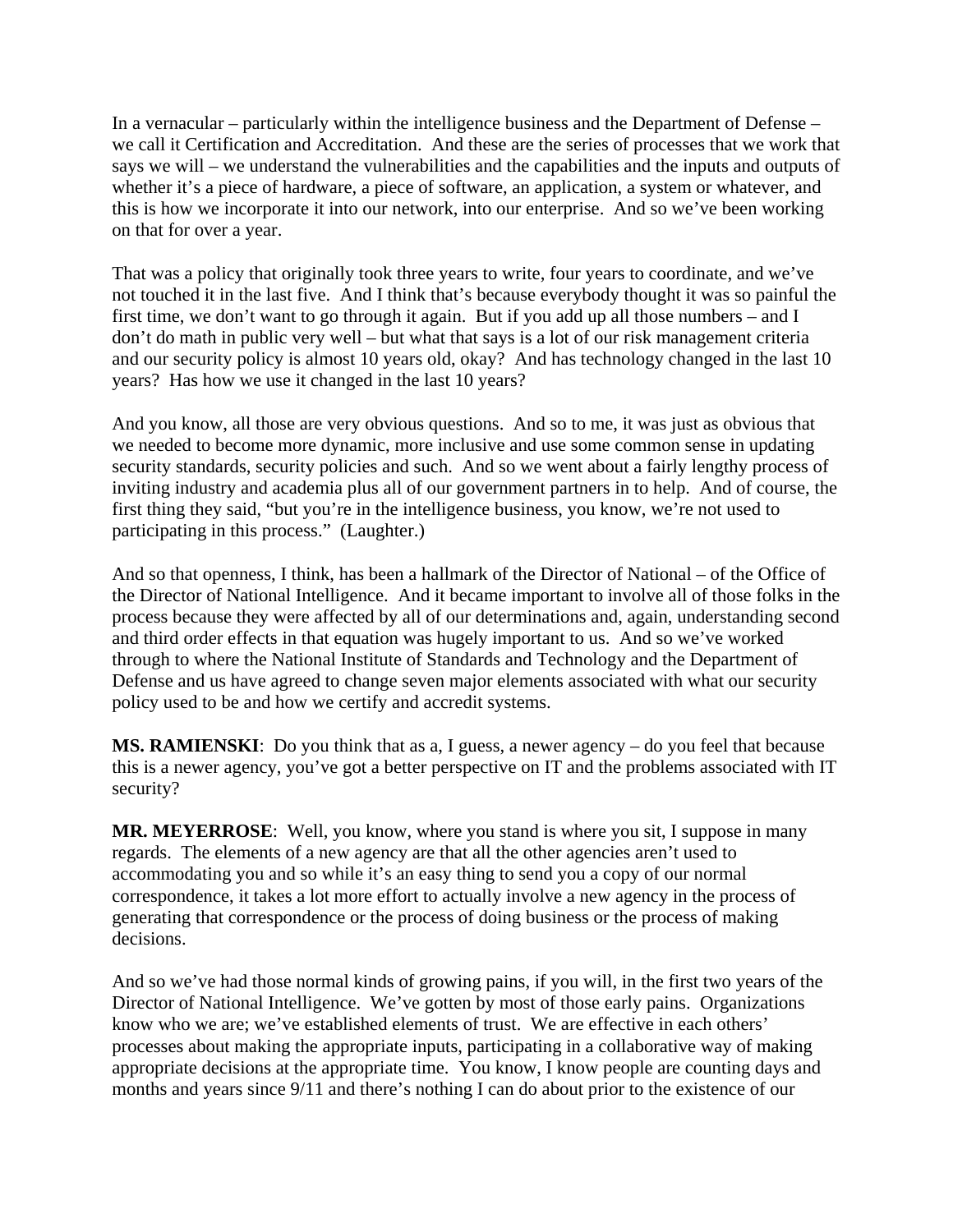In a vernacular – particularly within the intelligence business and the Department of Defense – we call it Certification and Accreditation. And these are the series of processes that we work that says we will – we understand the vulnerabilities and the capabilities and the inputs and outputs of whether it's a piece of hardware, a piece of software, an application, a system or whatever, and this is how we incorporate it into our network, into our enterprise. And so we've been working on that for over a year.

That was a policy that originally took three years to write, four years to coordinate, and we've not touched it in the last five. And I think that's because everybody thought it was so painful the first time, we don't want to go through it again. But if you add up all those numbers – and I don't do math in public very well – but what that says is a lot of our risk management criteria and our security policy is almost 10 years old, okay? And has technology changed in the last 10 years? Has how we use it changed in the last 10 years?

And you know, all those are very obvious questions. And so to me, it was just as obvious that we needed to become more dynamic, more inclusive and use some common sense in updating security standards, security policies and such. And so we went about a fairly lengthy process of inviting industry and academia plus all of our government partners in to help. And of course, the first thing they said, "but you're in the intelligence business, you know, we're not used to participating in this process." (Laughter.)

And so that openness, I think, has been a hallmark of the Director of National – of the Office of the Director of National Intelligence. And it became important to involve all of those folks in the process because they were affected by all of our determinations and, again, understanding second and third order effects in that equation was hugely important to us. And so we've worked through to where the National Institute of Standards and Technology and the Department of Defense and us have agreed to change seven major elements associated with what our security policy used to be and how we certify and accredit systems.

**MS. RAMIENSKI**: Do you think that as a, I guess, a newer agency – do you feel that because this is a newer agency, you've got a better perspective on IT and the problems associated with IT security?

**MR. MEYERROSE**: Well, you know, where you stand is where you sit, I suppose in many regards. The elements of a new agency are that all the other agencies aren't used to accommodating you and so while it's an easy thing to send you a copy of our normal correspondence, it takes a lot more effort to actually involve a new agency in the process of generating that correspondence or the process of doing business or the process of making decisions.

And so we've had those normal kinds of growing pains, if you will, in the first two years of the Director of National Intelligence. We've gotten by most of those early pains. Organizations know who we are; we've established elements of trust. We are effective in each others' processes about making the appropriate inputs, participating in a collaborative way of making appropriate decisions at the appropriate time. You know, I know people are counting days and months and years since 9/11 and there's nothing I can do about prior to the existence of our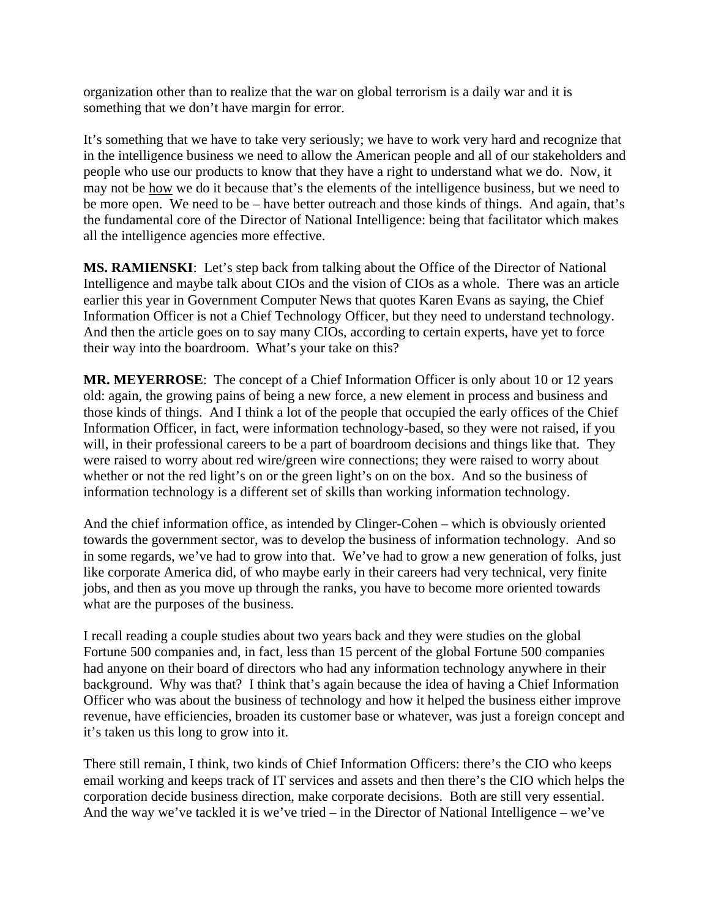organization other than to realize that the war on global terrorism is a daily war and it is something that we don't have margin for error.

It's something that we have to take very seriously; we have to work very hard and recognize that in the intelligence business we need to allow the American people and all of our stakeholders and people who use our products to know that they have a right to understand what we do. Now, it may not be <u>how</u> we do it because that's the elements of the intelligence business, but we need to be more open. We need to be – have better outreach and those kinds of things. And again, that's the fundamental core of the Director of National Intelligence: being that facilitator which makes all the intelligence agencies more effective.

**MS. RAMIENSKI**: Let's step back from talking about the Office of the Director of National Intelligence and maybe talk about CIOs and the vision of CIOs as a whole. There was an article earlier this year in Government Computer News that quotes Karen Evans as saying, the Chief Information Officer is not a Chief Technology Officer, but they need to understand technology. And then the article goes on to say many CIOs, according to certain experts, have yet to force their way into the boardroom. What's your take on this?

**MR. MEYERROSE**: The concept of a Chief Information Officer is only about 10 or 12 years old: again, the growing pains of being a new force, a new element in process and business and those kinds of things. And I think a lot of the people that occupied the early offices of the Chief Information Officer, in fact, were information technology-based, so they were not raised, if you will, in their professional careers to be a part of boardroom decisions and things like that. They were raised to worry about red wire/green wire connections; they were raised to worry about whether or not the red light's on or the green light's on on the box. And so the business of information technology is a different set of skills than working information technology.

And the chief information office, as intended by Clinger-Cohen – which is obviously oriented towards the government sector, was to develop the business of information technology. And so in some regards, we've had to grow into that. We've had to grow a new generation of folks, just like corporate America did, of who maybe early in their careers had very technical, very finite jobs, and then as you move up through the ranks, you have to become more oriented towards what are the purposes of the business.

I recall reading a couple studies about two years back and they were studies on the global Fortune 500 companies and, in fact, less than 15 percent of the global Fortune 500 companies had anyone on their board of directors who had any information technology anywhere in their background. Why was that? I think that's again because the idea of having a Chief Information Officer who was about the business of technology and how it helped the business either improve revenue, have efficiencies, broaden its customer base or whatever, was just a foreign concept and it's taken us this long to grow into it.

There still remain, I think, two kinds of Chief Information Officers: there's the CIO who keeps email working and keeps track of IT services and assets and then there's the CIO which helps the corporation decide business direction, make corporate decisions. Both are still very essential. And the way we've tackled it is we've tried – in the Director of National Intelligence – we've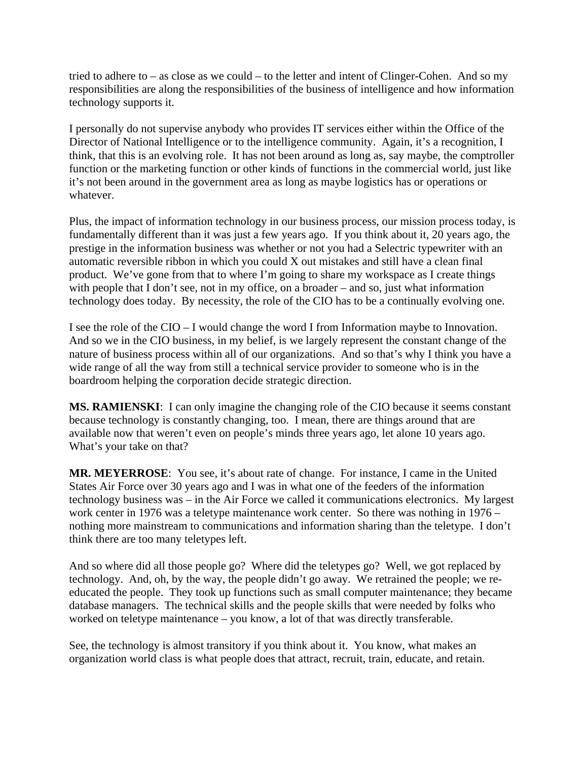tried to adhere to – as close as we could – to the letter and intent of Clinger-Cohen. And so my responsibilities are along the responsibilities of the business of intelligence and how information technology supports it.

I personally do not supervise anybody who provides IT services either within the Office of the Director of National Intelligence or to the intelligence community. Again, it's a recognition, I think, that this is an evolving role. It has not been around as long as, say maybe, the comptroller function or the marketing function or other kinds of functions in the commercial world, just like it's not been around in the government area as long as maybe logistics has or operations or whatever.

Plus, the impact of information technology in our business process, our mission process today, is fundamentally different than it was just a few years ago. If you think about it, 20 years ago, the prestige in the information business was whether or not you had a Selectric typewriter with an automatic reversible ribbon in which you could X out mistakes and still have a clean final product. We've gone from that to where I'm going to share my workspace as I create things with people that I don't see, not in my office, on a broader – and so, just what information technology does today. By necessity, the role of the CIO has to be a continually evolving one.

I see the role of the CIO – I would change the word I from Information maybe to Innovation. And so we in the CIO business, in my belief, is we largely represent the constant change of the nature of business process within all of our organizations. And so that's why I think you have a wide range of all the way from still a technical service provider to someone who is in the boardroom helping the corporation decide strategic direction.

**MS. RAMIENSKI**: I can only imagine the changing role of the CIO because it seems constant because technology is constantly changing, too. I mean, there are things around that are available now that weren't even on people's minds three years ago, let alone 10 years ago. What's your take on that?

**MR. MEYERROSE**: You see, it's about rate of change. For instance, I came in the United States Air Force over 30 years ago and I was in what one of the feeders of the information technology business was – in the Air Force we called it communications electronics. My largest work center in 1976 was a teletype maintenance work center. So there was nothing in 1976 – nothing more mainstream to communications and information sharing than the teletype. I don't think there are too many teletypes left.

And so where did all those people go? Where did the teletypes go? Well, we got replaced by technology. And, oh, by the way, the people didn't go away. We retrained the people; we re-educated the people. They took up functions such as small computer maintenance; they became database managers. The technical skills and the people skills that were needed by folks who worked on teletype maintenance – you know, a lot of that was directly transferable.

See, the technology is almost transitory if you think about it. You know, what makes an organization world class is what people does that attract, recruit, train, educate, and retain.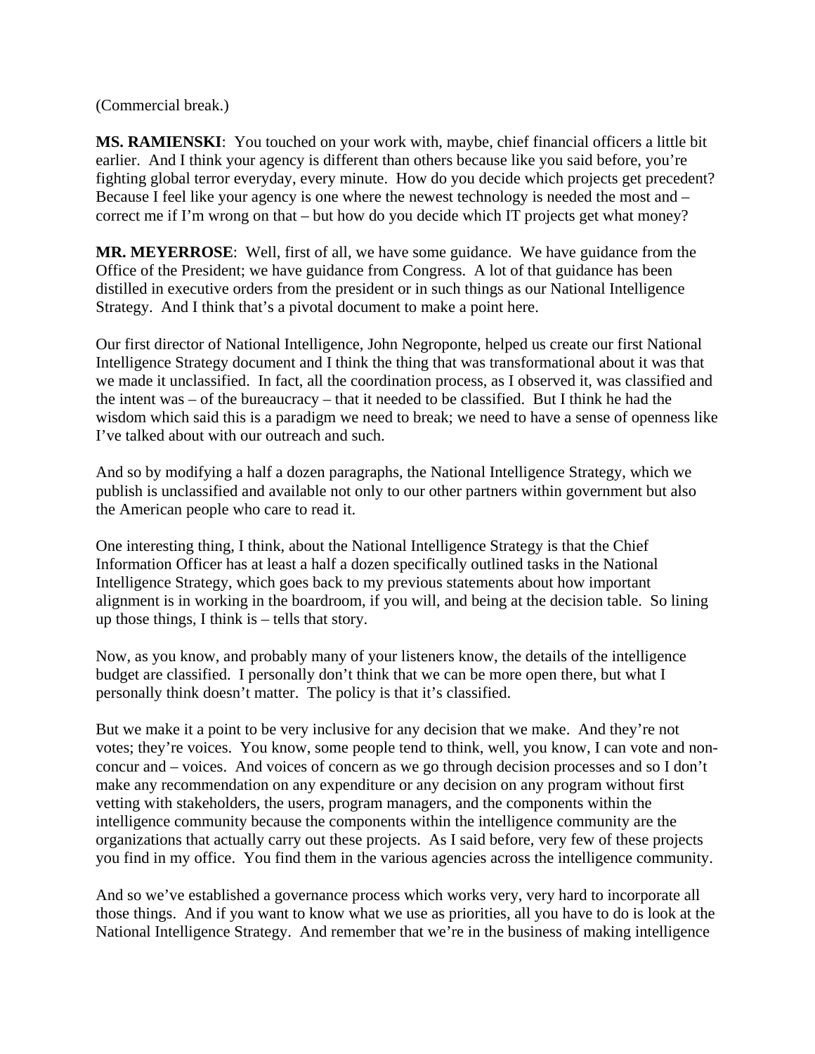(Commercial break.)

**MS. RAMIENSKI**: You touched on your work with, maybe, chief financial officers a little bit earlier. And I think your agency is different than others because like you said before, you're fighting global terror everyday, every minute. How do you decide which projects get precedent? Because I feel like your agency is one where the newest technology is needed the most and – correct me if I'm wrong on that – but how do you decide which IT projects get what money?

**MR. MEYERROSE**: Well, first of all, we have some guidance. We have guidance from the Office of the President; we have guidance from Congress. A lot of that guidance has been distilled in executive orders from the president or in such things as our National Intelligence Strategy. And I think that's a pivotal document to make a point here.

Our first director of National Intelligence, John Negroponte, helped us create our first National Intelligence Strategy document and I think the thing that was transformational about it was that we made it unclassified. In fact, all the coordination process, as I observed it, was classified and the intent was – of the bureaucracy – that it needed to be classified. But I think he had the wisdom which said this is a paradigm we need to break; we need to have a sense of openness like I've talked about with our outreach and such.

And so by modifying a half a dozen paragraphs, the National Intelligence Strategy, which we publish is unclassified and available not only to our other partners within government but also the American people who care to read it.

One interesting thing, I think, about the National Intelligence Strategy is that the Chief Information Officer has at least a half a dozen specifically outlined tasks in the National Intelligence Strategy, which goes back to my previous statements about how important alignment is in working in the boardroom, if you will, and being at the decision table. So lining up those things, I think is – tells that story.

Now, as you know, and probably many of your listeners know, the details of the intelligence budget are classified. I personally don't think that we can be more open there, but what I personally think doesn't matter. The policy is that it's classified.

But we make it a point to be very inclusive for any decision that we make. And they're not votes; they're voices. You know, some people tend to think, well, you know, I can vote and non-concur and – voices. And voices of concern as we go through decision processes and so I don't make any recommendation on any expenditure or any decision on any program without first vetting with stakeholders, the users, program managers, and the components within the intelligence community because the components within the intelligence community are the organizations that actually carry out these projects. As I said before, very few of these projects you find in my office. You find them in the various agencies across the intelligence community.

And so we've established a governance process which works very, very hard to incorporate all those things. And if you want to know what we use as priorities, all you have to do is look at the National Intelligence Strategy. And remember that we're in the business of making intelligence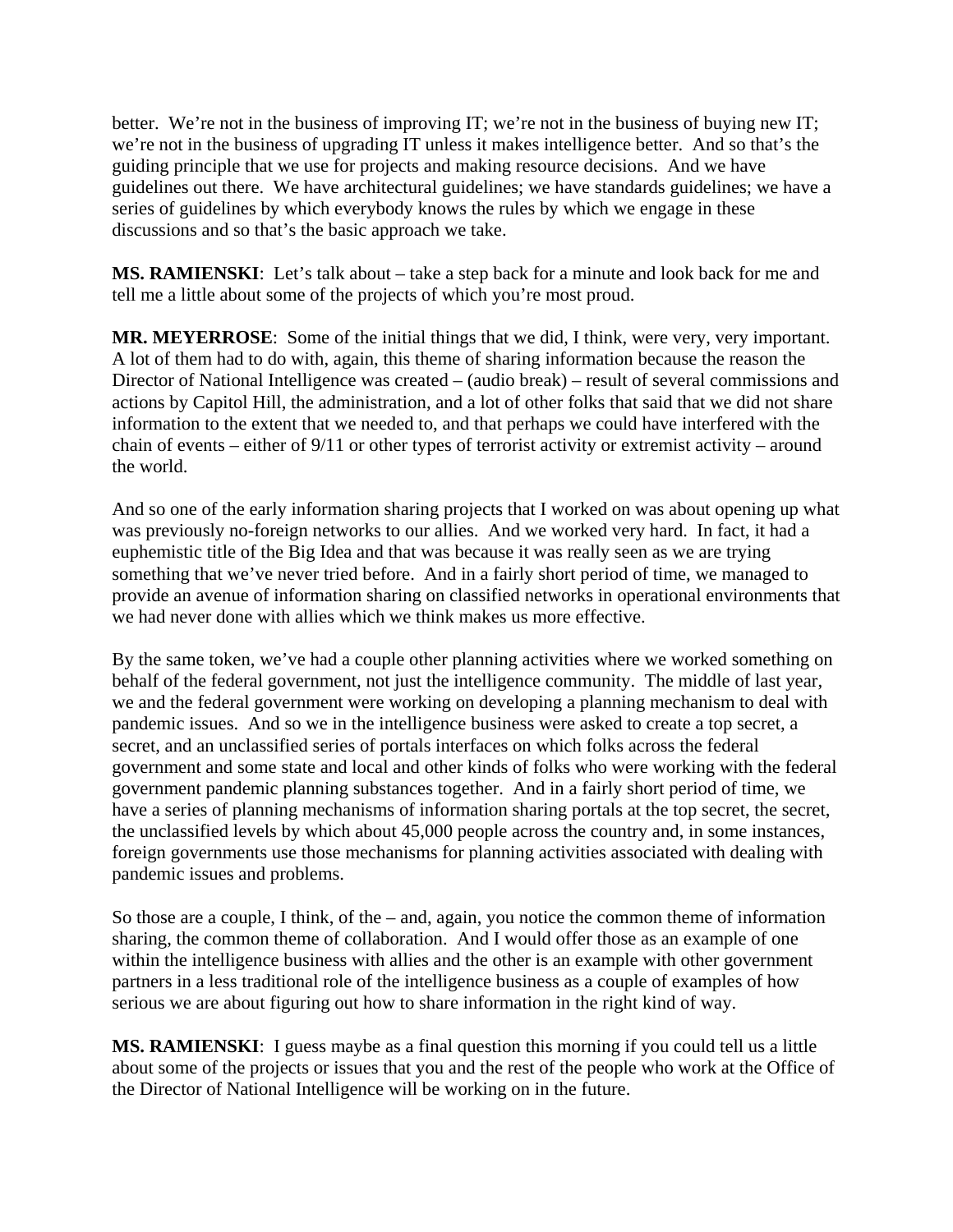better. We're not in the business of improving IT; we're not in the business of buying new IT; we're not in the business of upgrading IT unless it makes intelligence better. And so that's the guiding principle that we use for projects and making resource decisions. And we have guidelines out there. We have architectural guidelines; we have standards guidelines; we have a series of guidelines by which everybody knows the rules by which we engage in these discussions and so that's the basic approach we take.

**MS. RAMIENSKI**: Let's talk about – take a step back for a minute and look back for me and tell me a little about some of the projects of which you're most proud.

**MR. MEYERROSE**: Some of the initial things that we did, I think, were very, very important. A lot of them had to do with, again, this theme of sharing information because the reason the Director of National Intelligence was created – (audio break) – result of several commissions and actions by Capitol Hill, the administration, and a lot of other folks that said that we did not share information to the extent that we needed to, and that perhaps we could have interfered with the chain of events – either of 9/11 or other types of terrorist activity or extremist activity – around the world.

And so one of the early information sharing projects that I worked on was about opening up what was previously no-foreign networks to our allies. And we worked very hard. In fact, it had a euphemistic title of the Big Idea and that was because it was really seen as we are trying something that we've never tried before. And in a fairly short period of time, we managed to provide an avenue of information sharing on classified networks in operational environments that we had never done with allies which we think makes us more effective.

By the same token, we've had a couple other planning activities where we worked something on behalf of the federal government, not just the intelligence community. The middle of last year, we and the federal government were working on developing a planning mechanism to deal with pandemic issues. And so we in the intelligence business were asked to create a top secret, a secret, and an unclassified series of portals interfaces on which folks across the federal government and some state and local and other kinds of folks who were working with the federal government pandemic planning substances together. And in a fairly short period of time, we have a series of planning mechanisms of information sharing portals at the top secret, the secret, the unclassified levels by which about 45,000 people across the country and, in some instances, foreign governments use those mechanisms for planning activities associated with dealing with pandemic issues and problems.

So those are a couple, I think, of the – and, again, you notice the common theme of information sharing, the common theme of collaboration. And I would offer those as an example of one within the intelligence business with allies and the other is an example with other government partners in a less traditional role of the intelligence business as a couple of examples of how serious we are about figuring out how to share information in the right kind of way.

**MS. RAMIENSKI**: I guess maybe as a final question this morning if you could tell us a little about some of the projects or issues that you and the rest of the people who work at the Office of the Director of National Intelligence will be working on in the future.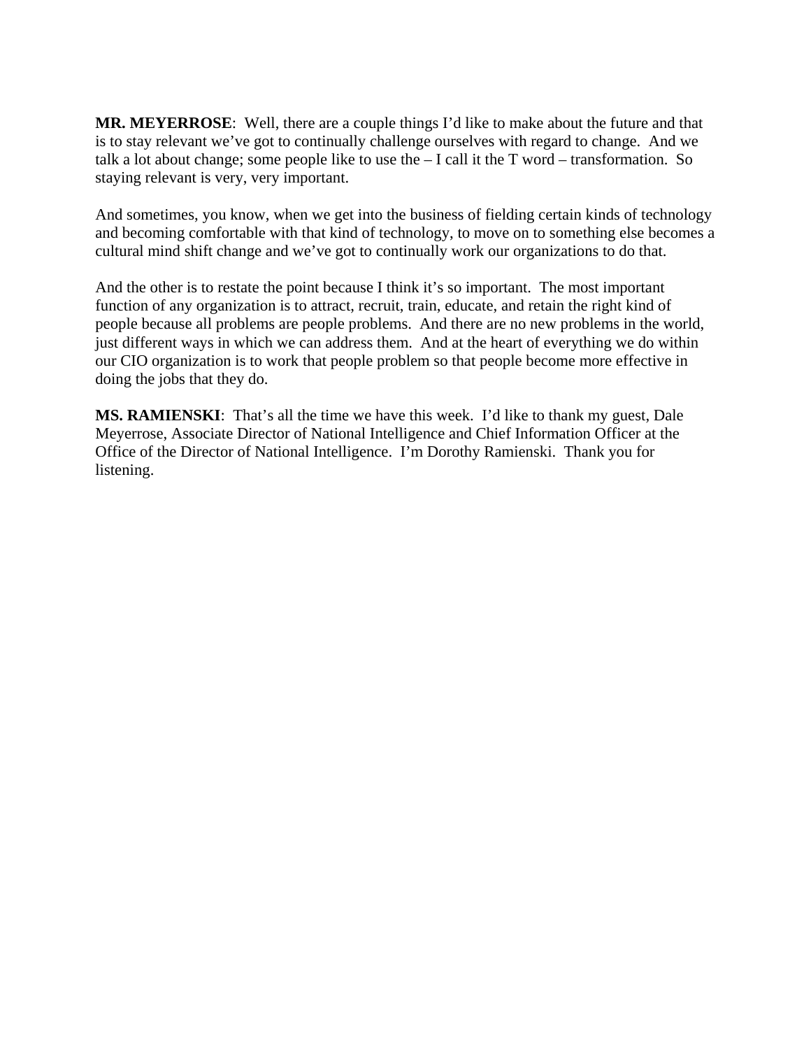**MR. MEYERROSE**:  Well, there are a couple things I'd like to make about the future and that is to stay relevant we've got to continually challenge ourselves with regard to change.  And we talk a lot about change; some people like to use the – I call it the T word – transformation.  So staying relevant is very, very important.

And sometimes, you know, when we get into the business of fielding certain kinds of technology and becoming comfortable with that kind of technology, to move on to something else becomes a cultural mind shift change and we've got to continually work our organizations to do that.

And the other is to restate the point because I think it's so important.  The most important function of any organization is to attract, recruit, train, educate, and retain the right kind of people because all problems are people problems.  And there are no new problems in the world, just different ways in which we can address them.  And at the heart of everything we do within our CIO organization is to work that people problem so that people become more effective in doing the jobs that they do.

**MS. RAMIENSKI**:  That's all the time we have this week.  I'd like to thank my guest, Dale Meyerrose, Associate Director of National Intelligence and Chief Information Officer at the Office of the Director of National Intelligence.  I'm Dorothy Ramienski.  Thank you for listening.